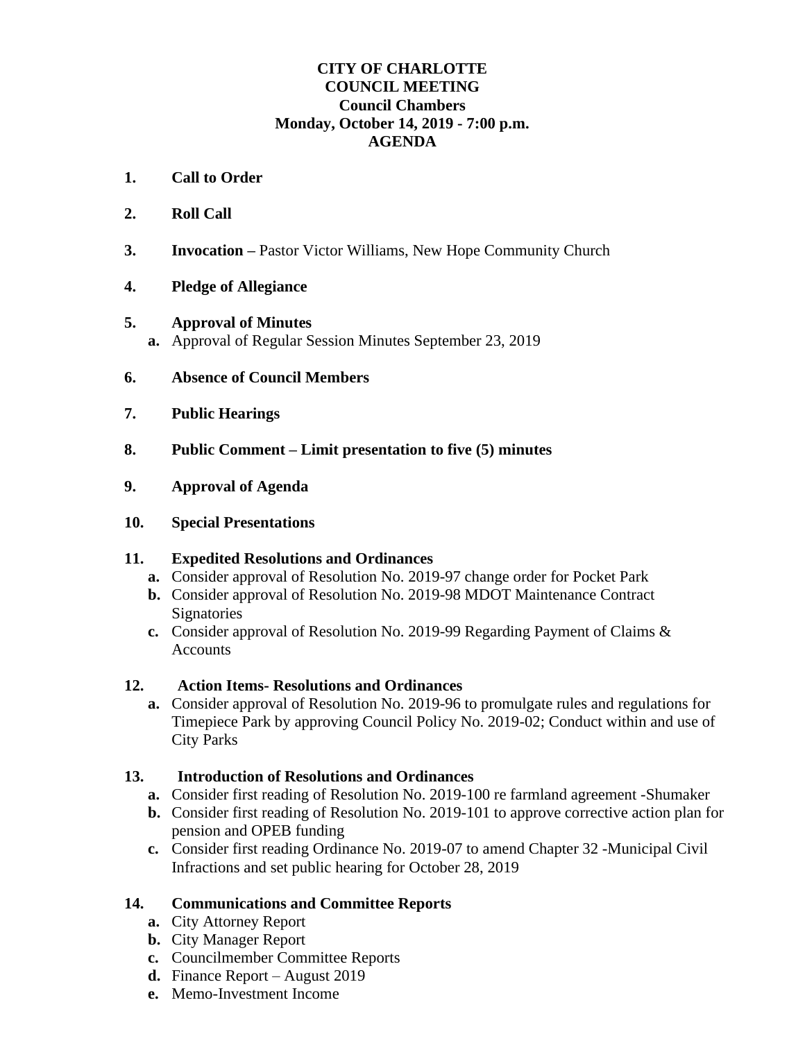**CITY OF CHARLOTTE**
**COUNCIL MEETING**
**Council Chambers**
**Monday, October 14, 2019 - 7:00 p.m.**
**AGENDA**

1. **Call to Order**

2. **Roll Call**

3. **Invocation –** Pastor Victor Williams, New Hope Community Church

4. **Pledge of Allegiance**

5. **Approval of Minutes**
   - **a.** Approval of Regular Session Minutes September 23, 2019

6. **Absence of Council Members**

7. **Public Hearings**

8. **Public Comment – Limit presentation to five (5) minutes**

9. **Approval of Agenda**

10. **Special Presentations**

11. **Expedited Resolutions and Ordinances**
    - **a.** Consider approval of Resolution No. 2019-97 change order for Pocket Park
    - **b.** Consider approval of Resolution No. 2019-98 MDOT Maintenance Contract Signatories
    - **c.** Consider approval of Resolution No. 2019-99 Regarding Payment of Claims & Accounts

12. **Action Items- Resolutions and Ordinances**
    - **a.** Consider approval of Resolution No. 2019-96 to promulgate rules and regulations for Timepiece Park by approving Council Policy No. 2019-02; Conduct within and use of City Parks

13. **Introduction of Resolutions and Ordinances**
    - **a.** Consider first reading of Resolution No. 2019-100 re farmland agreement -Shumaker
    - **b.** Consider first reading of Resolution No. 2019-101 to approve corrective action plan for pension and OPEB funding
    - **c.** Consider first reading Ordinance No. 2019-07 to amend Chapter 32 -Municipal Civil Infractions and set public hearing for October 28, 2019

14. **Communications and Committee Reports**
    - **a.** City Attorney Report
    - **b.** City Manager Report
    - **c.** Councilmember Committee Reports
    - **d.** Finance Report – August 2019
    - **e.** Memo-Investment Income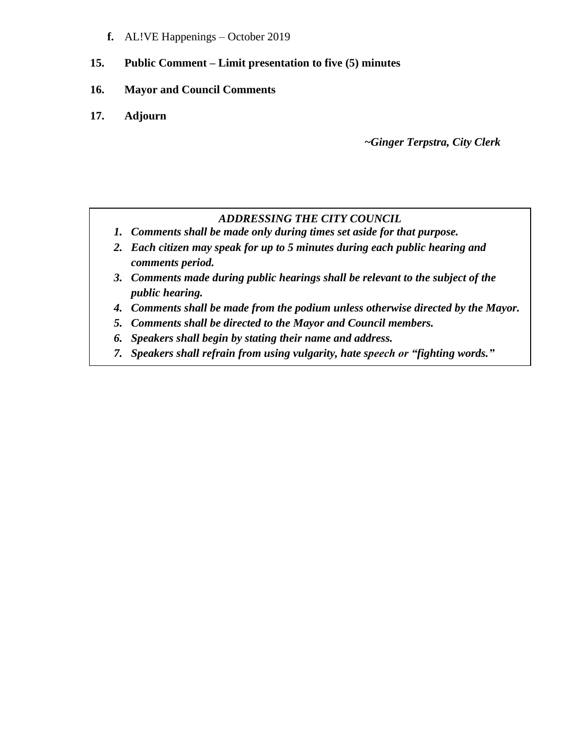f. AL!VE Happenings – October 2019

**15. Public Comment – Limit presentation to five (5) minutes**

**16. Mayor and Council Comments**

**17. Adjourn**

***~Ginger Terpstra, City Clerk***

***ADDRESSING THE CITY COUNCIL***

1. ***Comments shall be made only during times set aside for that purpose.***
2. ***Each citizen may speak for up to 5 minutes during each public hearing and comments period.***
3. ***Comments made during public hearings shall be relevant to the subject of the public hearing.***
4. ***Comments shall be made from the podium unless otherwise directed by the Mayor.***
5. ***Comments shall be directed to the Mayor and Council members.***
6. ***Speakers shall begin by stating their name and address.***
7. ***Speakers shall refrain from using vulgarity, hate speech or "fighting words."***